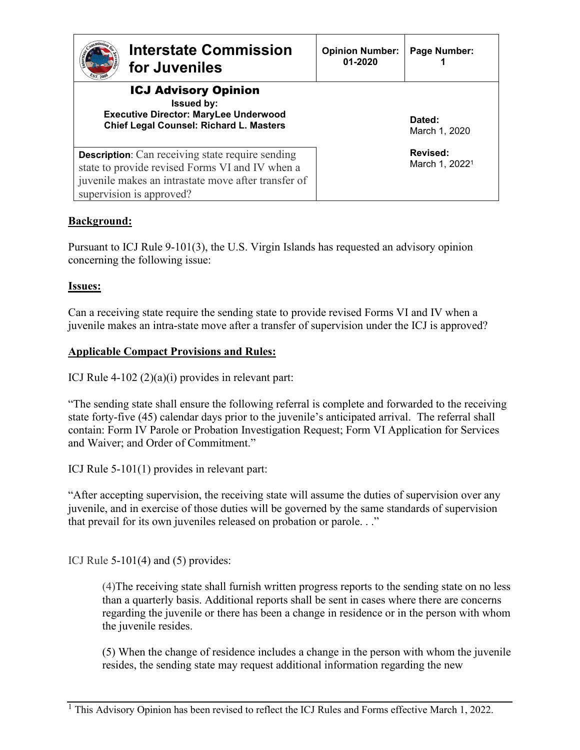| **Interstate Commission for Juveniles** | **Opinion Number:** 01-2020 | **Page Number:** 1 |
|---|---|---|
| **ICJ Advisory Opinion** **Issued by:** **Executive Director: MaryLee Underwood** **Chief Legal Counsel: Richard L. Masters** | | **Dated:** March 1, 2020 |
| **Description**: Can receiving state require sending state to provide revised Forms VI and IV when a juvenile makes an intrastate move after transfer of supervision is approved? | | **Revised:** March 1, 2022[1] |

**Background:**

Pursuant to ICJ Rule 9-101(3), the U.S. Virgin Islands has requested an advisory opinion concerning the following issue:

**Issues:**

Can a receiving state require the sending state to provide revised Forms VI and IV when a juvenile makes an intra-state move after a transfer of supervision under the ICJ is approved?

**Applicable Compact Provisions and Rules:**

ICJ Rule 4-102 (2)(a)(i) provides in relevant part:

"The sending state shall ensure the following referral is complete and forwarded to the receiving state forty-five (45) calendar days prior to the juvenile's anticipated arrival. The referral shall contain: Form IV Parole or Probation Investigation Request; Form VI Application for Services and Waiver; and Order of Commitment."

ICJ Rule 5-101(1) provides in relevant part:

"After accepting supervision, the receiving state will assume the duties of supervision over any juvenile, and in exercise of those duties will be governed by the same standards of supervision that prevail for its own juveniles released on probation or parole. . ."

ICJ Rule 5-101(4) and (5) provides:

> (4)The receiving state shall furnish written progress reports to the sending state on no less than a quarterly basis. Additional reports shall be sent in cases where there are concerns regarding the juvenile or there has been a change in residence or in the person with whom the juvenile resides.
>
> (5) When the change of residence includes a change in the person with whom the juvenile resides, the sending state may request additional information regarding the new

[1] This Advisory Opinion has been revised to reflect the ICJ Rules and Forms effective March 1, 2022.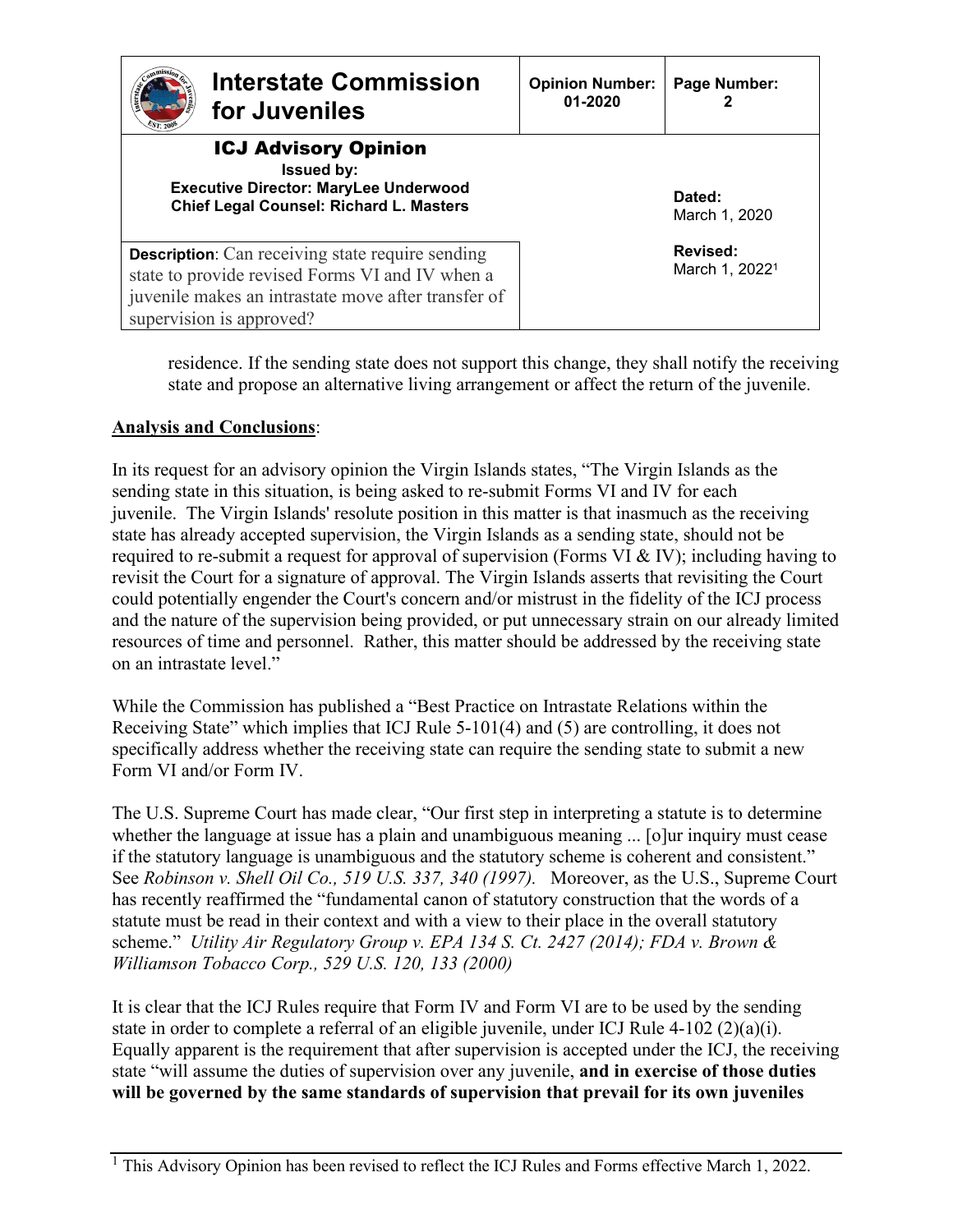residence. If the sending state does not support this change, they shall notify the receiving state and propose an alternative living arrangement or affect the return of the juvenile.

**Analysis and Conclusions**:

In its request for an advisory opinion the Virgin Islands states, "The Virgin Islands as the sending state in this situation, is being asked to re-submit Forms VI and IV for each juvenile. The Virgin Islands' resolute position in this matter is that inasmuch as the receiving state has already accepted supervision, the Virgin Islands as a sending state, should not be required to re-submit a request for approval of supervision (Forms VI & IV); including having to revisit the Court for a signature of approval. The Virgin Islands asserts that revisiting the Court could potentially engender the Court's concern and/or mistrust in the fidelity of the ICJ process and the nature of the supervision being provided, or put unnecessary strain on our already limited resources of time and personnel. Rather, this matter should be addressed by the receiving state on an intrastate level."

While the Commission has published a "Best Practice on Intrastate Relations within the Receiving State" which implies that ICJ Rule 5-101(4) and (5) are controlling, it does not specifically address whether the receiving state can require the sending state to submit a new Form VI and/or Form IV.

The U.S. Supreme Court has made clear, "Our first step in interpreting a statute is to determine whether the language at issue has a plain and unambiguous meaning ... [o]ur inquiry must cease if the statutory language is unambiguous and the statutory scheme is coherent and consistent." See *Robinson v. Shell Oil Co., 519 U.S. 337, 340 (1997).* Moreover, as the U.S., Supreme Court has recently reaffirmed the "fundamental canon of statutory construction that the words of a statute must be read in their context and with a view to their place in the overall statutory scheme." *Utility Air Regulatory Group v. EPA 134 S. Ct. 2427 (2014); FDA v. Brown & Williamson Tobacco Corp., 529 U.S. 120, 133 (2000)*

It is clear that the ICJ Rules require that Form IV and Form VI are to be used by the sending state in order to complete a referral of an eligible juvenile, under ICJ Rule 4-102 (2)(a)(i). Equally apparent is the requirement that after supervision is accepted under the ICJ, the receiving state "will assume the duties of supervision over any juvenile, **and in exercise of those duties will be governed by the same standards of supervision that prevail for its own juveniles**

[1] This Advisory Opinion has been revised to reflect the ICJ Rules and Forms effective March 1, 2022.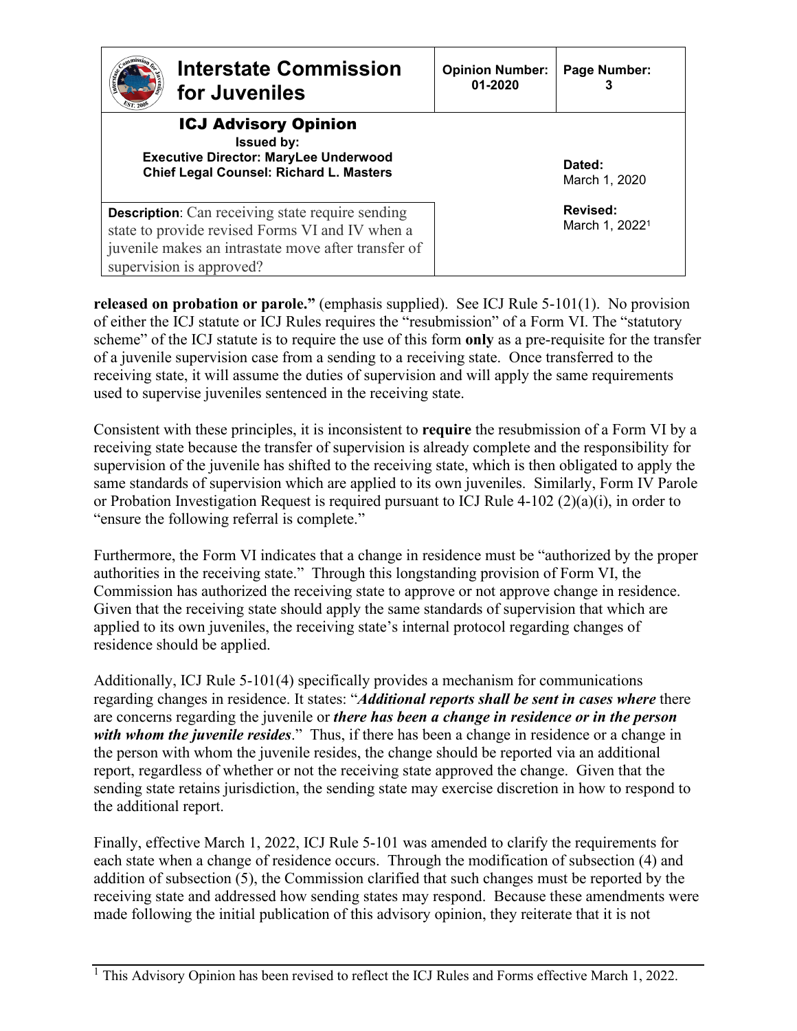**released on probation or parole."** (emphasis supplied). See ICJ Rule 5-101(1). No provision of either the ICJ statute or ICJ Rules requires the "resubmission" of a Form VI. The "statutory scheme" of the ICJ statute is to require the use of this form **only** as a pre-requisite for the transfer of a juvenile supervision case from a sending to a receiving state. Once transferred to the receiving state, it will assume the duties of supervision and will apply the same requirements used to supervise juveniles sentenced in the receiving state.

Consistent with these principles, it is inconsistent to **require** the resubmission of a Form VI by a receiving state because the transfer of supervision is already complete and the responsibility for supervision of the juvenile has shifted to the receiving state, which is then obligated to apply the same standards of supervision which are applied to its own juveniles. Similarly, Form IV Parole or Probation Investigation Request is required pursuant to ICJ Rule 4-102 (2)(a)(i), in order to "ensure the following referral is complete."

Furthermore, the Form VI indicates that a change in residence must be "authorized by the proper authorities in the receiving state." Through this longstanding provision of Form VI, the Commission has authorized the receiving state to approve or not approve change in residence. Given that the receiving state should apply the same standards of supervision that which are applied to its own juveniles, the receiving state's internal protocol regarding changes of residence should be applied.

Additionally, ICJ Rule 5-101(4) specifically provides a mechanism for communications regarding changes in residence. It states: "***Additional reports shall be sent in cases where*** there are concerns regarding the juvenile or ***there has been a change in residence or in the person with whom the juvenile resides***." Thus, if there has been a change in residence or a change in the person with whom the juvenile resides, the change should be reported via an additional report, regardless of whether or not the receiving state approved the change. Given that the sending state retains jurisdiction, the sending state may exercise discretion in how to respond to the additional report.

Finally, effective March 1, 2022, ICJ Rule 5-101 was amended to clarify the requirements for each state when a change of residence occurs. Through the modification of subsection (4) and addition of subsection (5), the Commission clarified that such changes must be reported by the receiving state and addressed how sending states may respond. Because these amendments were made following the initial publication of this advisory opinion, they reiterate that it is not

[1] This Advisory Opinion has been revised to reflect the ICJ Rules and Forms effective March 1, 2022.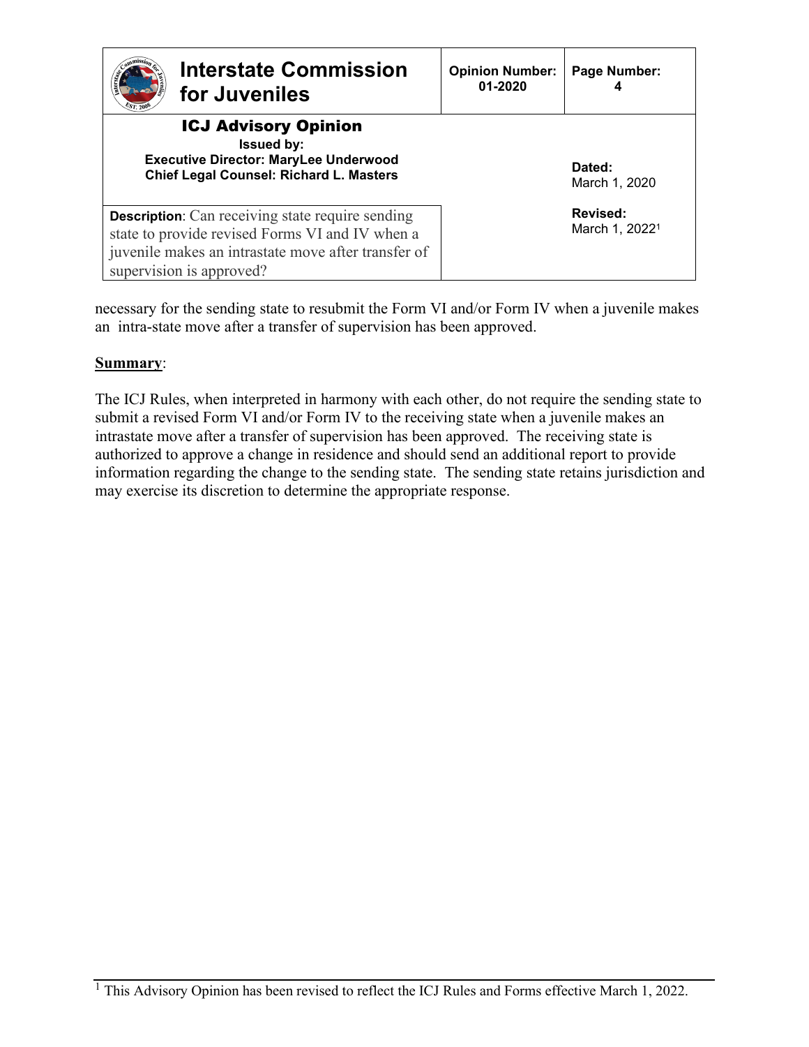necessary for the sending state to resubmit the Form VI and/or Form IV when a juvenile makes an intra-state move after a transfer of supervision has been approved.

**Summary**:

The ICJ Rules, when interpreted in harmony with each other, do not require the sending state to submit a revised Form VI and/or Form IV to the receiving state when a juvenile makes an intrastate move after a transfer of supervision has been approved. The receiving state is authorized to approve a change in residence and should send an additional report to provide information regarding the change to the sending state. The sending state retains jurisdiction and may exercise its discretion to determine the appropriate response.

[1] This Advisory Opinion has been revised to reflect the ICJ Rules and Forms effective March 1, 2022.